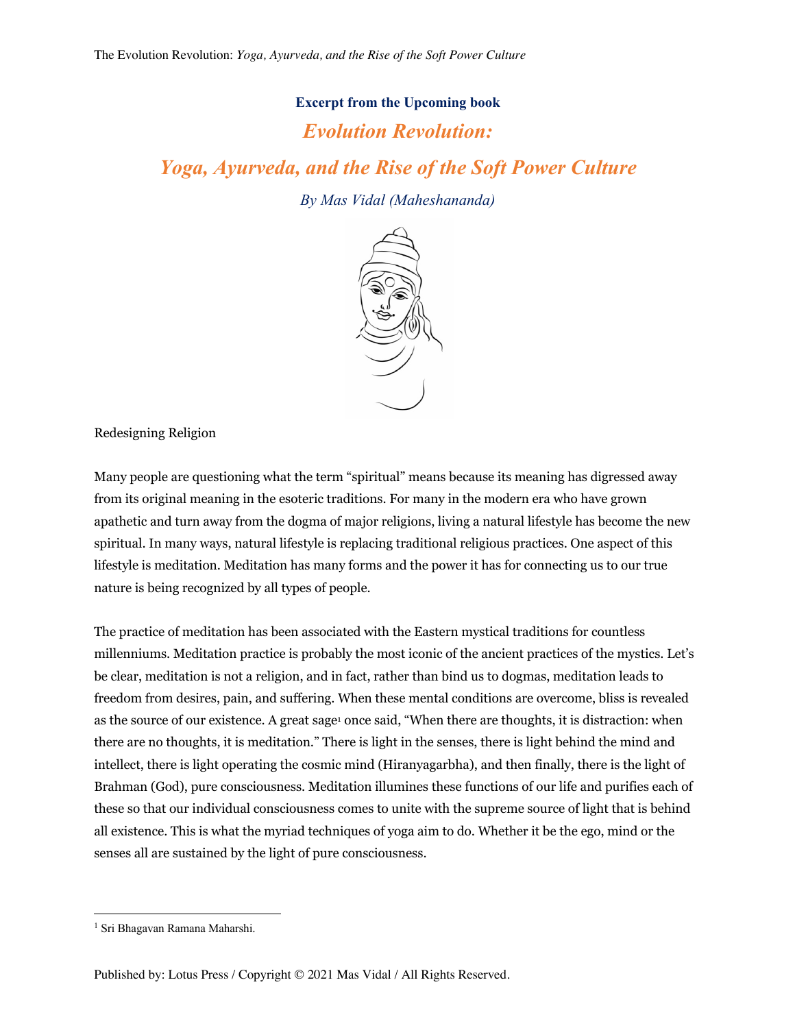**Excerpt from the Upcoming book**

# *Evolution Revolution:*
# *Yoga, Ayurveda, and the Rise of the Soft Power Culture*

*By Mas Vidal (Maheshananda)*

## Redesigning Religion

Many people are questioning what the term "spiritual" means because its meaning has digressed away from its original meaning in the esoteric traditions. For many in the modern era who have grown apathetic and turn away from the dogma of major religions, living a natural lifestyle has become the new spiritual. In many ways, natural lifestyle is replacing traditional religious practices. One aspect of this lifestyle is meditation. Meditation has many forms and the power it has for connecting us to our true nature is being recognized by all types of people.

The practice of meditation has been associated with the Eastern mystical traditions for countless millenniums. Meditation practice is probably the most iconic of the ancient practices of the mystics. Let's be clear, meditation is not a religion, and in fact, rather than bind us to dogmas, meditation leads to freedom from desires, pain, and suffering. When these mental conditions are overcome, bliss is revealed as the source of our existence. A great sage[1] once said, "When there are thoughts, it is distraction: when there are no thoughts, it is meditation." There is light in the senses, there is light behind the mind and intellect, there is light operating the cosmic mind (Hiranyagarbha), and then finally, there is the light of Brahman (God), pure consciousness. Meditation illumines these functions of our life and purifies each of these so that our individual consciousness comes to unite with the supreme source of light that is behind all existence. This is what the myriad techniques of yoga aim to do. Whether it be the ego, mind or the senses all are sustained by the light of pure consciousness.

---

[1] Sri Bhagavan Ramana Maharshi.

Published by: Lotus Press / Copyright © 2021 Mas Vidal / All Rights Reserved.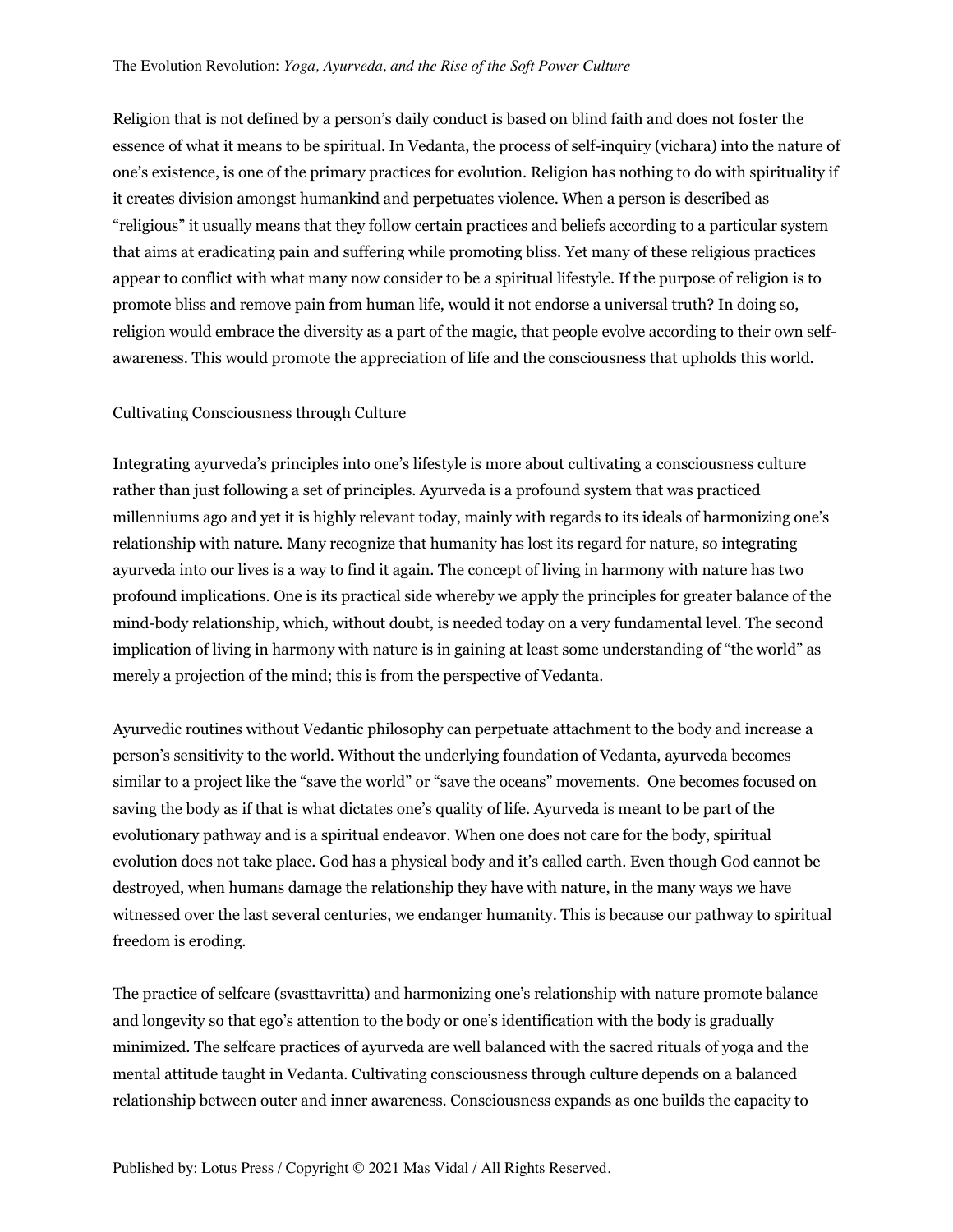Religion that is not defined by a person's daily conduct is based on blind faith and does not foster the essence of what it means to be spiritual. In Vedanta, the process of self-inquiry (vichara) into the nature of one's existence, is one of the primary practices for evolution. Religion has nothing to do with spirituality if it creates division amongst humankind and perpetuates violence. When a person is described as "religious" it usually means that they follow certain practices and beliefs according to a particular system that aims at eradicating pain and suffering while promoting bliss. Yet many of these religious practices appear to conflict with what many now consider to be a spiritual lifestyle. If the purpose of religion is to promote bliss and remove pain from human life, would it not endorse a universal truth? In doing so, religion would embrace the diversity as a part of the magic, that people evolve according to their own self-awareness. This would promote the appreciation of life and the consciousness that upholds this world.

## Cultivating Consciousness through Culture

Integrating ayurveda's principles into one's lifestyle is more about cultivating a consciousness culture rather than just following a set of principles. Ayurveda is a profound system that was practiced millenniums ago and yet it is highly relevant today, mainly with regards to its ideals of harmonizing one's relationship with nature. Many recognize that humanity has lost its regard for nature, so integrating ayurveda into our lives is a way to find it again. The concept of living in harmony with nature has two profound implications. One is its practical side whereby we apply the principles for greater balance of the mind-body relationship, which, without doubt, is needed today on a very fundamental level. The second implication of living in harmony with nature is in gaining at least some understanding of "the world" as merely a projection of the mind; this is from the perspective of Vedanta.

Ayurvedic routines without Vedantic philosophy can perpetuate attachment to the body and increase a person's sensitivity to the world. Without the underlying foundation of Vedanta, ayurveda becomes similar to a project like the "save the world" or "save the oceans" movements. One becomes focused on saving the body as if that is what dictates one's quality of life. Ayurveda is meant to be part of the evolutionary pathway and is a spiritual endeavor. When one does not care for the body, spiritual evolution does not take place. God has a physical body and it's called earth. Even though God cannot be destroyed, when humans damage the relationship they have with nature, in the many ways we have witnessed over the last several centuries, we endanger humanity. This is because our pathway to spiritual freedom is eroding.

The practice of selfcare (svasttavritta) and harmonizing one's relationship with nature promote balance and longevity so that ego's attention to the body or one's identification with the body is gradually minimized. The selfcare practices of ayurveda are well balanced with the sacred rituals of yoga and the mental attitude taught in Vedanta. Cultivating consciousness through culture depends on a balanced relationship between outer and inner awareness. Consciousness expands as one builds the capacity to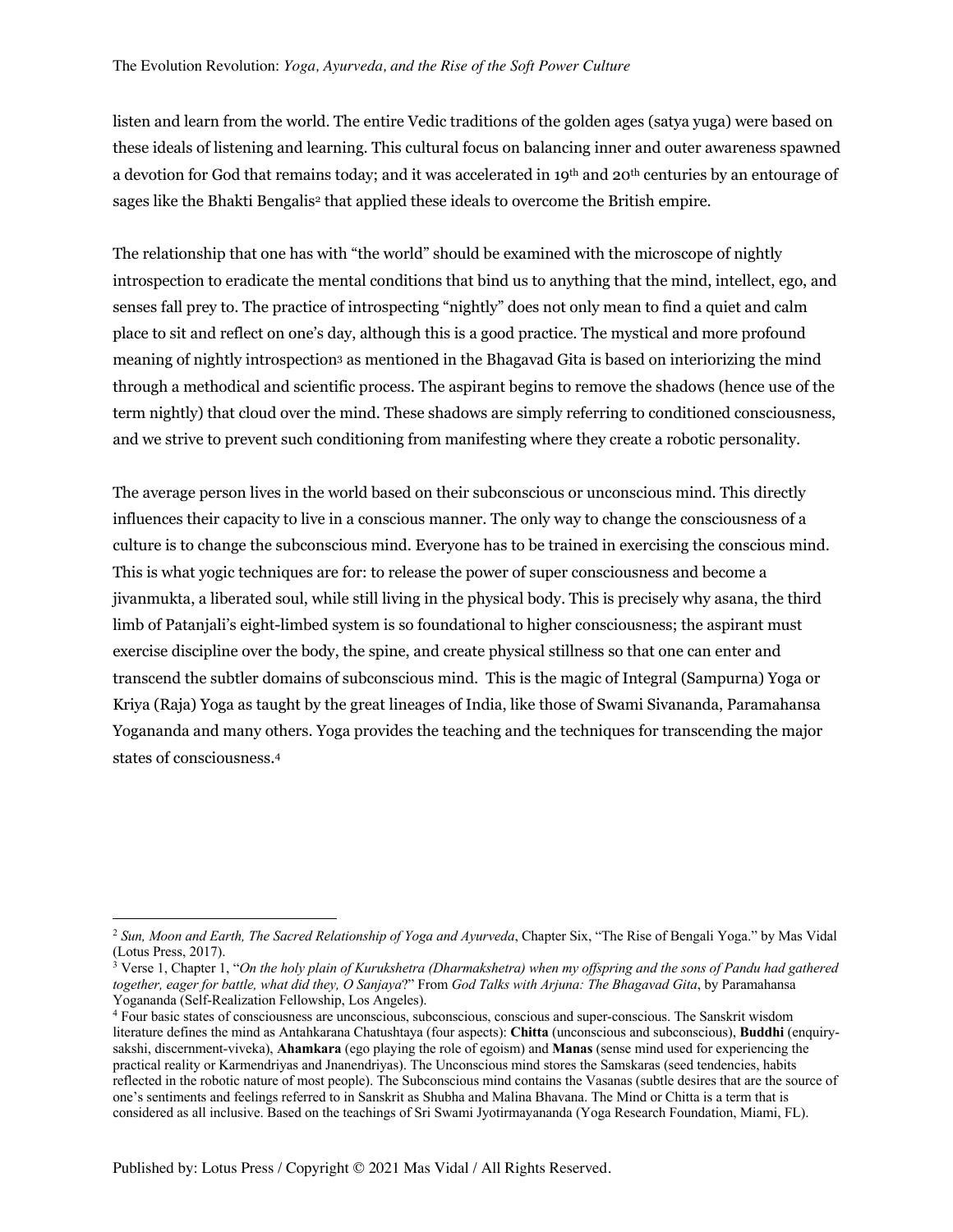listen and learn from the world. The entire Vedic traditions of the golden ages (satya yuga) were based on these ideals of listening and learning. This cultural focus on balancing inner and outer awareness spawned a devotion for God that remains today; and it was accelerated in 19th and 20th centuries by an entourage of sages like the Bhakti Bengalis[2] that applied these ideals to overcome the British empire.

The relationship that one has with "the world" should be examined with the microscope of nightly introspection to eradicate the mental conditions that bind us to anything that the mind, intellect, ego, and senses fall prey to. The practice of introspecting "nightly" does not only mean to find a quiet and calm place to sit and reflect on one's day, although this is a good practice. The mystical and more profound meaning of nightly introspection[3] as mentioned in the Bhagavad Gita is based on interiorizing the mind through a methodical and scientific process. The aspirant begins to remove the shadows (hence use of the term nightly) that cloud over the mind. These shadows are simply referring to conditioned consciousness, and we strive to prevent such conditioning from manifesting where they create a robotic personality.

The average person lives in the world based on their subconscious or unconscious mind. This directly influences their capacity to live in a conscious manner. The only way to change the consciousness of a culture is to change the subconscious mind. Everyone has to be trained in exercising the conscious mind. This is what yogic techniques are for: to release the power of super consciousness and become a jivanmukta, a liberated soul, while still living in the physical body. This is precisely why asana, the third limb of Patanjali's eight-limbed system is so foundational to higher consciousness; the aspirant must exercise discipline over the body, the spine, and create physical stillness so that one can enter and transcend the subtler domains of subconscious mind. This is the magic of Integral (Sampurna) Yoga or Kriya (Raja) Yoga as taught by the great lineages of India, like those of Swami Sivananda, Paramahansa Yogananda and many others. Yoga provides the teaching and the techniques for transcending the major states of consciousness.[4]

---

[2] *Sun, Moon and Earth, The Sacred Relationship of Yoga and Ayurveda*, Chapter Six, "The Rise of Bengali Yoga." by Mas Vidal (Lotus Press, 2017).

[3] Verse 1, Chapter 1, "*On the holy plain of Kurukshetra (Dharmakshetra) when my offspring and the sons of Pandu had gathered together, eager for battle, what did they, O Sanjaya*?" From *God Talks with Arjuna: The Bhagavad Gita*, by Paramahansa Yogananda (Self-Realization Fellowship, Los Angeles).

[4] Four basic states of consciousness are unconscious, subconscious, conscious and super-conscious. The Sanskrit wisdom literature defines the mind as Antahkarana Chatushtaya (four aspects): **Chitta** (unconscious and subconscious), **Buddhi** (enquiry-sakshi, discernment-viveka), **Ahamkara** (ego playing the role of egoism) and **Manas** (sense mind used for experiencing the practical reality or Karmendriyas and Jnanendriyas). The Unconscious mind stores the Samskaras (seed tendencies, habits reflected in the robotic nature of most people). The Subconscious mind contains the Vasanas (subtle desires that are the source of one's sentiments and feelings referred to in Sanskrit as Shubha and Malina Bhavana. The Mind or Chitta is a term that is considered as all inclusive. Based on the teachings of Sri Swami Jyotirmayananda (Yoga Research Foundation, Miami, FL).

Published by: Lotus Press / Copyright © 2021 Mas Vidal / All Rights Reserved.